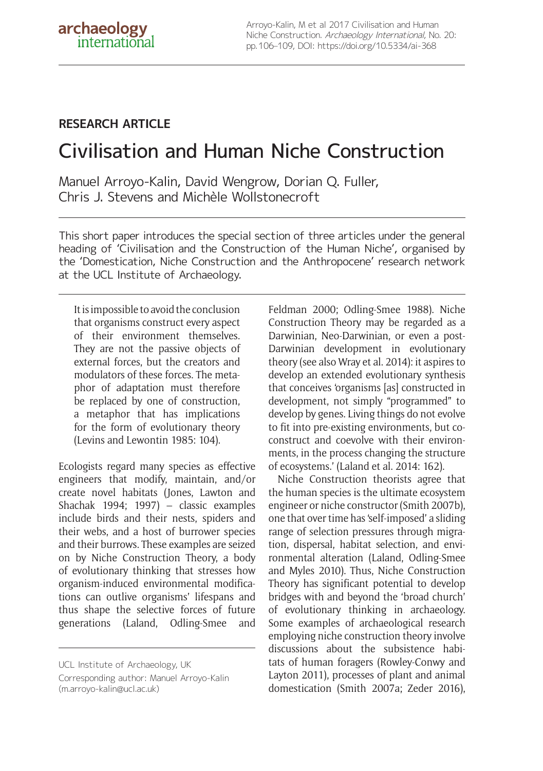RESEARCH ARTICLE

# Civilisation and Human Niche Construction

Manuel Arroyo-Kalin, David Wengrow, Dorian Q. Fuller, Chris J. Stevens and Michèle Wollstonecroft

This short paper introduces the special section of three articles under the general heading of 'Civilisation and the Construction of the Human Niche', organised by the 'Domestication, Niche Construction and the Anthropocene' research network at the UCL Institute of Archaeology.

> It is impossible to avoid the conclusion that organisms construct every aspect of their environment themselves. They are not the passive objects of external forces, but the creators and modulators of these forces. The metaphor of adaptation must therefore be replaced by one of construction, a metaphor that has implications for the form of evolutionary theory (Levins and Lewontin 1985: 104).

Ecologists regard many species as effective engineers that modify, maintain, and/or create novel habitats (Jones, Lawton and Shachak 1994; 1997) – classic examples include birds and their nests, spiders and their webs, and a host of burrower species and their burrows. These examples are seized on by Niche Construction Theory, a body of evolutionary thinking that stresses how organism-induced environmental modifications can outlive organisms' lifespans and thus shape the selective forces of future generations (Laland, Odling-Smee and Feldman 2000; Odling-Smee 1988). Niche Construction Theory may be regarded as a Darwinian, Neo-Darwinian, or even a post-Darwinian development in evolutionary theory (see also Wray et al. 2014): it aspires to develop an extended evolutionary synthesis that conceives 'organisms [as] constructed in development, not simply "programmed" to develop by genes. Living things do not evolve to fit into pre-existing environments, but co-construct and coevolve with their environments, in the process changing the structure of ecosystems.' (Laland et al. 2014: 162).

Niche Construction theorists agree that the human species is the ultimate ecosystem engineer or niche constructor (Smith 2007b), one that over time has 'self-imposed' a sliding range of selection pressures through migration, dispersal, habitat selection, and environmental alteration (Laland, Odling-Smee and Myles 2010). Thus, Niche Construction Theory has significant potential to develop bridges with and beyond the 'broad church' of evolutionary thinking in archaeology. Some examples of archaeological research employing niche construction theory involve discussions about the subsistence habitats of human foragers (Rowley-Conwy and Layton 2011), processes of plant and animal domestication (Smith 2007a; Zeder 2016),

UCL Institute of Archaeology, UK

Corresponding author: Manuel Arroyo-Kalin (m.arroyo-kalin@ucl.ac.uk)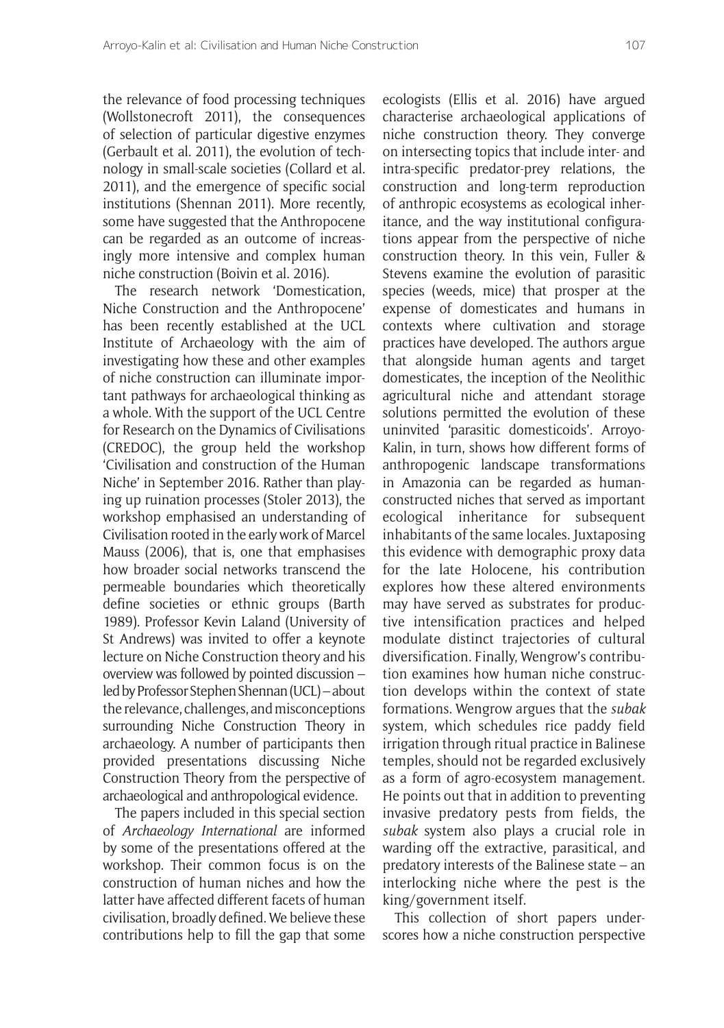the relevance of food processing techniques (Wollstonecroft 2011), the consequences of selection of particular digestive enzymes (Gerbault et al. 2011), the evolution of technology in small-scale societies (Collard et al. 2011), and the emergence of specific social institutions (Shennan 2011). More recently, some have suggested that the Anthropocene can be regarded as an outcome of increasingly more intensive and complex human niche construction (Boivin et al. 2016).

The research network 'Domestication, Niche Construction and the Anthropocene' has been recently established at the UCL Institute of Archaeology with the aim of investigating how these and other examples of niche construction can illuminate important pathways for archaeological thinking as a whole. With the support of the UCL Centre for Research on the Dynamics of Civilisations (CREDOC), the group held the workshop 'Civilisation and construction of the Human Niche' in September 2016. Rather than playing up ruination processes (Stoler 2013), the workshop emphasised an understanding of Civilisation rooted in the early work of Marcel Mauss (2006), that is, one that emphasises how broader social networks transcend the permeable boundaries which theoretically define societies or ethnic groups (Barth 1989). Professor Kevin Laland (University of St Andrews) was invited to offer a keynote lecture on Niche Construction theory and his overview was followed by pointed discussion – led by Professor Stephen Shennan (UCL) – about the relevance, challenges, and misconceptions surrounding Niche Construction Theory in archaeology. A number of participants then provided presentations discussing Niche Construction Theory from the perspective of archaeological and anthropological evidence.

The papers included in this special section of *Archaeology International* are informed by some of the presentations offered at the workshop. Their common focus is on the construction of human niches and how the latter have affected different facets of human civilisation, broadly defined. We believe these contributions help to fill the gap that some ecologists (Ellis et al. 2016) have argued characterise archaeological applications of niche construction theory. They converge on intersecting topics that include inter- and intra-specific predator-prey relations, the construction and long-term reproduction of anthropic ecosystems as ecological inheritance, and the way institutional configurations appear from the perspective of niche construction theory. In this vein, Fuller & Stevens examine the evolution of parasitic species (weeds, mice) that prosper at the expense of domesticates and humans in contexts where cultivation and storage practices have developed. The authors argue that alongside human agents and target domesticates, the inception of the Neolithic agricultural niche and attendant storage solutions permitted the evolution of these uninvited 'parasitic domesticoids'. Arroyo-Kalin, in turn, shows how different forms of anthropogenic landscape transformations in Amazonia can be regarded as human-constructed niches that served as important ecological inheritance for subsequent inhabitants of the same locales. Juxtaposing this evidence with demographic proxy data for the late Holocene, his contribution explores how these altered environments may have served as substrates for productive intensification practices and helped modulate distinct trajectories of cultural diversification. Finally, Wengrow's contribution examines how human niche construction develops within the context of state formations. Wengrow argues that the *subak* system, which schedules rice paddy field irrigation through ritual practice in Balinese temples, should not be regarded exclusively as a form of agro-ecosystem management. He points out that in addition to preventing invasive predatory pests from fields, the *subak* system also plays a crucial role in warding off the extractive, parasitical, and predatory interests of the Balinese state – an interlocking niche where the pest is the king/government itself.

This collection of short papers underscores how a niche construction perspective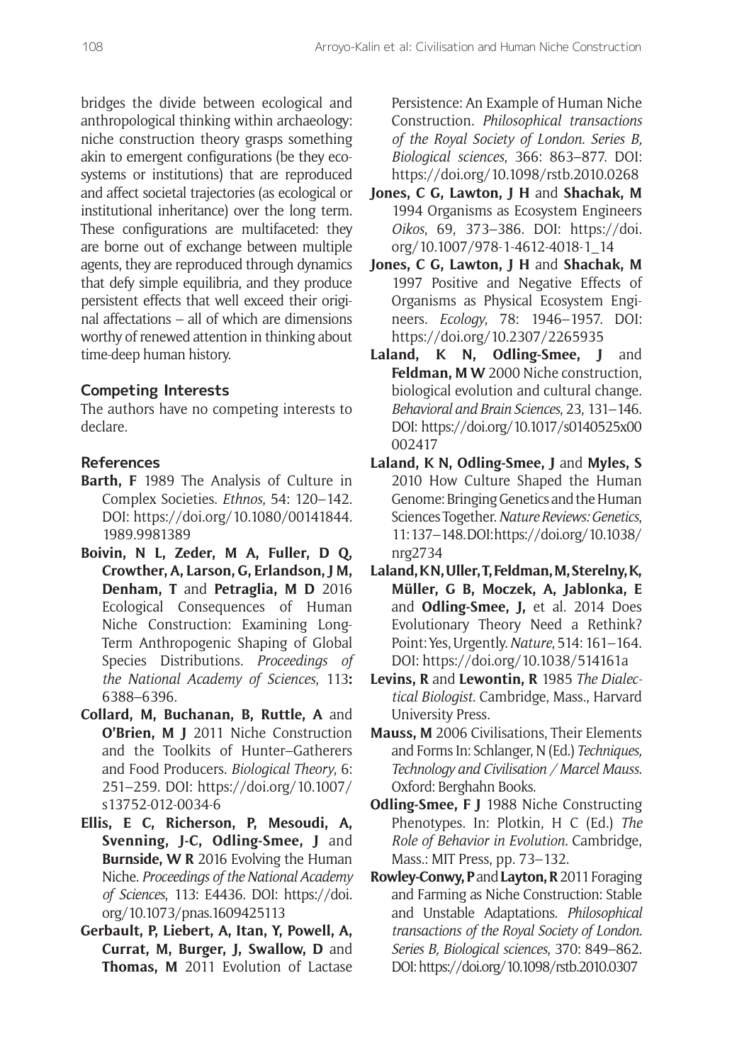bridges the divide between ecological and anthropological thinking within archaeology: niche construction theory grasps something akin to emergent configurations (be they ecosystems or institutions) that are reproduced and affect societal trajectories (as ecological or institutional inheritance) over the long term. These configurations are multifaceted: they are borne out of exchange between multiple agents, they are reproduced through dynamics that defy simple equilibria, and they produce persistent effects that well exceed their original affectations – all of which are dimensions worthy of renewed attention in thinking about time-deep human history.

## Competing Interests

The authors have no competing interests to declare.

## References

**Barth, F** 1989 The Analysis of Culture in Complex Societies. *Ethnos*, 54: 120–142. DOI: https://doi.org/10.1080/00141844.1989.9981389

**Boivin, N L, Zeder, M A, Fuller, D Q, Crowther, A, Larson, G, Erlandson, J M, Denham, T** and **Petraglia, M D** 2016 Ecological Consequences of Human Niche Construction: Examining Long-Term Anthropogenic Shaping of Global Species Distributions. *Proceedings of the National Academy of Sciences*, 113**:** 6388–6396.

**Collard, M, Buchanan, B, Ruttle, A** and **O'Brien, M J** 2011 Niche Construction and the Toolkits of Hunter–Gatherers and Food Producers. *Biological Theory*, 6: 251–259. DOI: https://doi.org/10.1007/s13752-012-0034-6

**Ellis, E C, Richerson, P, Mesoudi, A, Svenning, J-C, Odling-Smee, J** and **Burnside, W R** 2016 Evolving the Human Niche. *Proceedings of the National Academy of Sciences*, 113: E4436. DOI: https://doi.org/10.1073/pnas.1609425113

**Gerbault, P, Liebert, A, Itan, Y, Powell, A, Currat, M, Burger, J, Swallow, D** and **Thomas, M** 2011 Evolution of Lactase Persistence: An Example of Human Niche Construction. *Philosophical transactions of the Royal Society of London. Series B, Biological sciences*, 366: 863–877. DOI: https://doi.org/10.1098/rstb.2010.0268

**Jones, C G, Lawton, J H** and **Shachak, M** 1994 Organisms as Ecosystem Engineers *Oikos*, 69, 373–386. DOI: https://doi.org/10.1007/978-1-4612-4018-1_14

**Jones, C G, Lawton, J H** and **Shachak, M** 1997 Positive and Negative Effects of Organisms as Physical Ecosystem Engineers. *Ecology*, 78: 1946–1957. DOI: https://doi.org/10.2307/2265935

**Laland, K N, Odling-Smee, J** and **Feldman, M W** 2000 Niche construction, biological evolution and cultural change. *Behavioral and Brain Sciences*, 23, 131–146. DOI: https://doi.org/10.1017/s0140525x00002417

**Laland, K N, Odling-Smee, J** and **Myles, S** 2010 How Culture Shaped the Human Genome: Bringing Genetics and the Human Sciences Together. *Nature Reviews: Genetics*, 11: 137–148. DOI: https://doi.org/10.1038/nrg2734

**Laland, K N, Uller, T, Feldman, M, Sterelny, K, Müller, G B, Moczek, A, Jablonka, E** and **Odling-Smee, J,** et al. 2014 Does Evolutionary Theory Need a Rethink? Point: Yes, Urgently. *Nature*, 514: 161–164. DOI: https://doi.org/10.1038/514161a

**Levins, R** and **Lewontin, R** 1985 *The Dialectical Biologist*. Cambridge, Mass., Harvard University Press.

**Mauss, M** 2006 Civilisations, Their Elements and Forms In: Schlanger, N (Ed.) *Techniques, Technology and Civilisation / Marcel Mauss.* Oxford: Berghahn Books.

**Odling-Smee, F J** 1988 Niche Constructing Phenotypes. In: Plotkin, H C (Ed.) *The Role of Behavior in Evolution.* Cambridge, Mass.: MIT Press, pp. 73–132.

**Rowley-Conwy, P** and **Layton, R** 2011 Foraging and Farming as Niche Construction: Stable and Unstable Adaptations. *Philosophical transactions of the Royal Society of London. Series B, Biological sciences*, 370: 849–862. DOI: https://doi.org/10.1098/rstb.2010.0307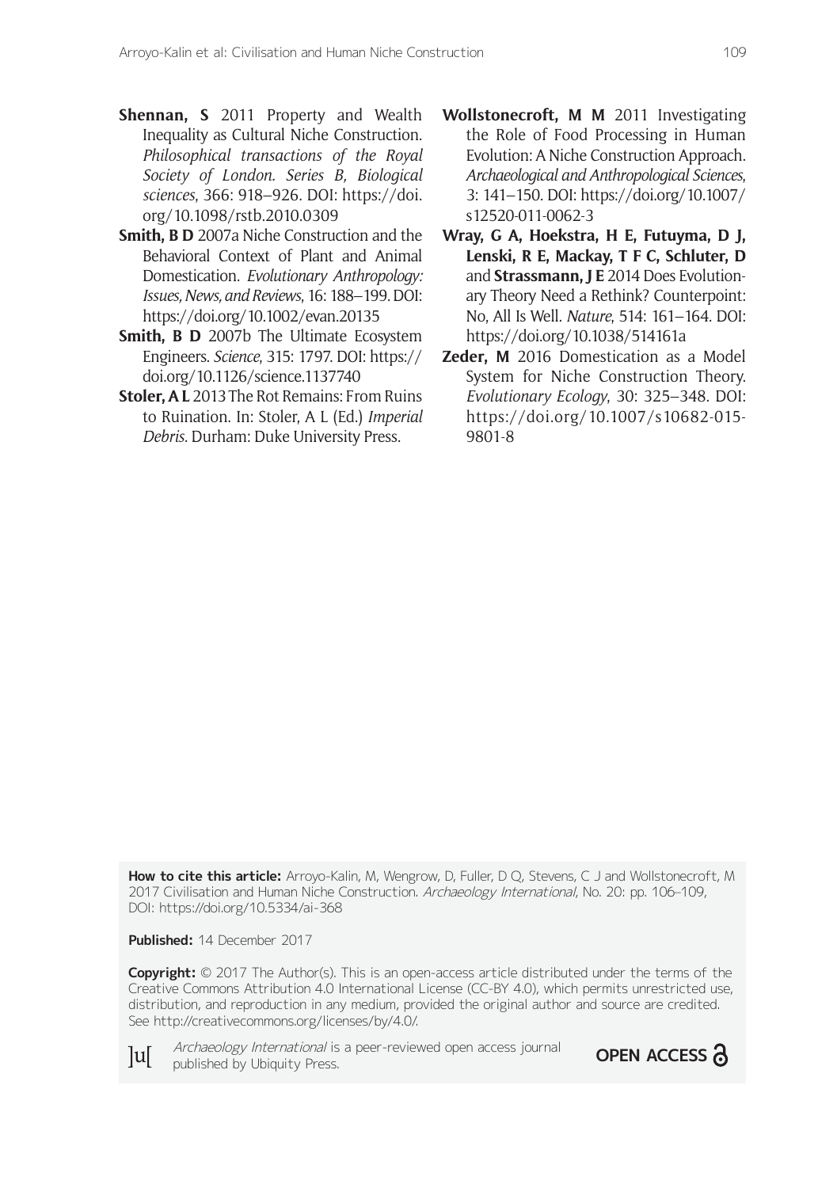**Shennan, S** 2011 Property and Wealth Inequality as Cultural Niche Construction. *Philosophical transactions of the Royal Society of London. Series B, Biological sciences*, 366: 918–926. DOI: https://doi.org/10.1098/rstb.2010.0309

**Smith, B D** 2007a Niche Construction and the Behavioral Context of Plant and Animal Domestication. *Evolutionary Anthropology: Issues, News, and Reviews*, 16: 188–199. DOI: https://doi.org/10.1002/evan.20135

**Smith, B D** 2007b The Ultimate Ecosystem Engineers. *Science*, 315: 1797. DOI: https://doi.org/10.1126/science.1137740

**Stoler, A L** 2013 The Rot Remains: From Ruins to Ruination. In: Stoler, A L (Ed.) *Imperial Debris*. Durham: Duke University Press.

**Wollstonecroft, M M** 2011 Investigating the Role of Food Processing in Human Evolution: A Niche Construction Approach. *Archaeological and Anthropological Sciences*, 3: 141–150. DOI: https://doi.org/10.1007/s12520-011-0062-3

**Wray, G A, Hoekstra, H E, Futuyma, D J, Lenski, R E, Mackay, T F C, Schluter, D** and **Strassmann, J E** 2014 Does Evolutionary Theory Need a Rethink? Counterpoint: No, All Is Well. *Nature*, 514: 161–164. DOI: https://doi.org/10.1038/514161a

**Zeder, M** 2016 Domestication as a Model System for Niche Construction Theory. *Evolutionary Ecology*, 30: 325–348. DOI: https://doi.org/10.1007/s10682-015-9801-8

**How to cite this article:** Arroyo-Kalin, M, Wengrow, D, Fuller, D Q, Stevens, C J and Wollstonecroft, M 2017 Civilisation and Human Niche Construction. *Archaeology International*, No. 20: pp. 106–109, DOI: https://doi.org/10.5334/ai-368

**Published:** 14 December 2017

**Copyright:** © 2017 The Author(s). This is an open-access article distributed under the terms of the Creative Commons Attribution 4.0 International License (CC-BY 4.0), which permits unrestricted use, distribution, and reproduction in any medium, provided the original author and source are credited. See http://creativecommons.org/licenses/by/4.0/.

*Archaeology International* is a peer-reviewed open access journal published by Ubiquity Press.

**OPEN ACCESS**